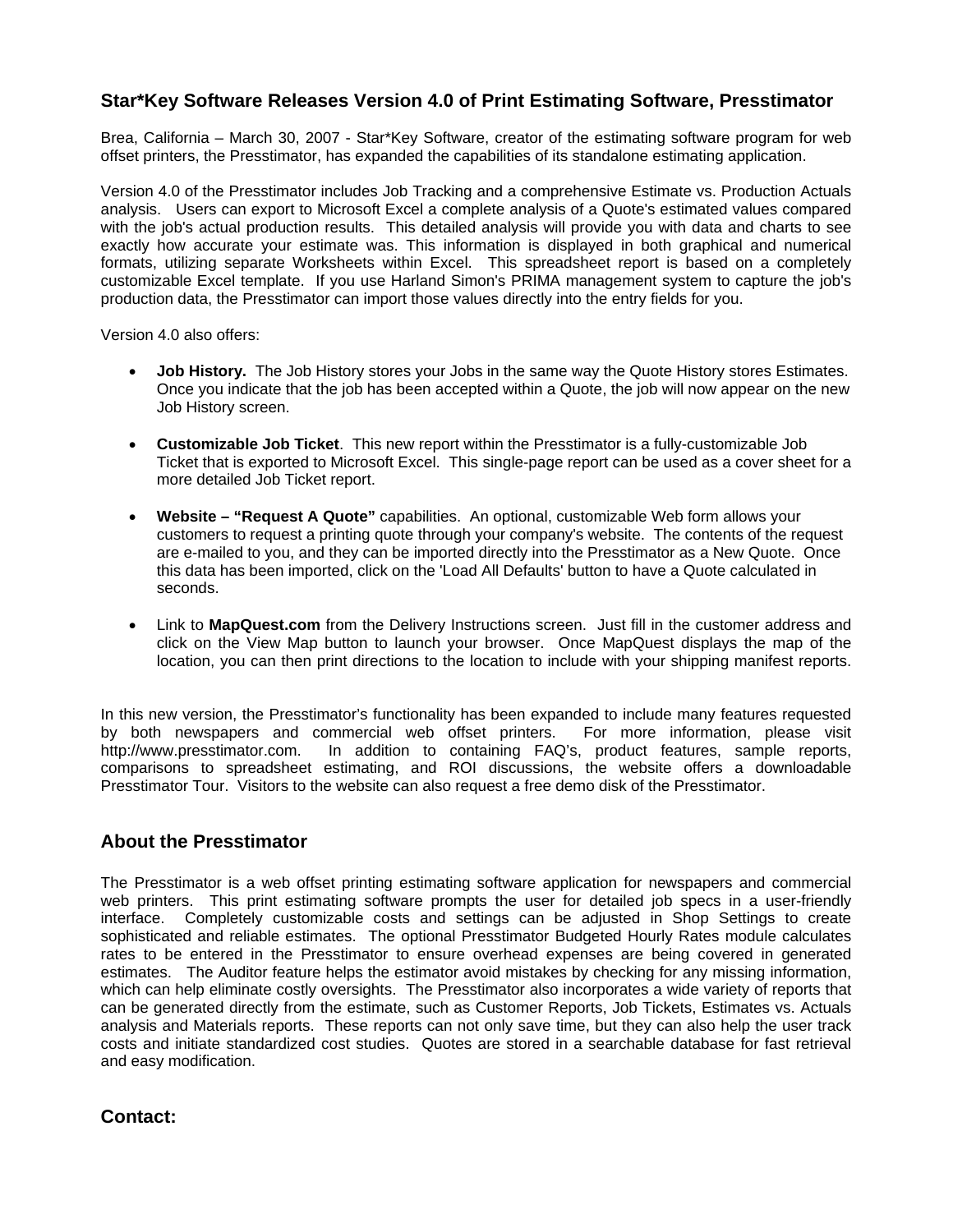## Star*Key Software Releases Version 4.0 of Print Estimating Software, Presstimator

Brea, California – March 30, 2007 - Star*Key Software, creator of the estimating software program for web offset printers, the Presstimator, has expanded the capabilities of its standalone estimating application.

Version 4.0 of the Presstimator includes Job Tracking and a comprehensive Estimate vs. Production Actuals analysis. Users can export to Microsoft Excel a complete analysis of a Quote's estimated values compared with the job's actual production results. This detailed analysis will provide you with data and charts to see exactly how accurate your estimate was. This information is displayed in both graphical and numerical formats, utilizing separate Worksheets within Excel. This spreadsheet report is based on a completely customizable Excel template. If you use Harland Simon's PRIMA management system to capture the job's production data, the Presstimator can import those values directly into the entry fields for you.

Version 4.0 also offers:

- **Job History.** The Job History stores your Jobs in the same way the Quote History stores Estimates. Once you indicate that the job has been accepted within a Quote, the job will now appear on the new Job History screen.
- **Customizable Job Ticket**. This new report within the Presstimator is a fully-customizable Job Ticket that is exported to Microsoft Excel. This single-page report can be used as a cover sheet for a more detailed Job Ticket report.
- **Website – "Request A Quote"** capabilities. An optional, customizable Web form allows your customers to request a printing quote through your company's website. The contents of the request are e-mailed to you, and they can be imported directly into the Presstimator as a New Quote. Once this data has been imported, click on the 'Load All Defaults' button to have a Quote calculated in seconds.
- Link to **MapQuest.com** from the Delivery Instructions screen. Just fill in the customer address and click on the View Map button to launch your browser. Once MapQuest displays the map of the location, you can then print directions to the location to include with your shipping manifest reports.

In this new version, the Presstimator's functionality has been expanded to include many features requested by both newspapers and commercial web offset printers. For more information, please visit http://www.presstimator.com. In addition to containing FAQ's, product features, sample reports, comparisons to spreadsheet estimating, and ROI discussions, the website offers a downloadable Presstimator Tour. Visitors to the website can also request a free demo disk of the Presstimator.

## About the Presstimator

The Presstimator is a web offset printing estimating software application for newspapers and commercial web printers. This print estimating software prompts the user for detailed job specs in a user-friendly interface. Completely customizable costs and settings can be adjusted in Shop Settings to create sophisticated and reliable estimates. The optional Presstimator Budgeted Hourly Rates module calculates rates to be entered in the Presstimator to ensure overhead expenses are being covered in generated estimates. The Auditor feature helps the estimator avoid mistakes by checking for any missing information, which can help eliminate costly oversights. The Presstimator also incorporates a wide variety of reports that can be generated directly from the estimate, such as Customer Reports, Job Tickets, Estimates vs. Actuals analysis and Materials reports. These reports can not only save time, but they can also help the user track costs and initiate standardized cost studies. Quotes are stored in a searchable database for fast retrieval and easy modification.

## Contact: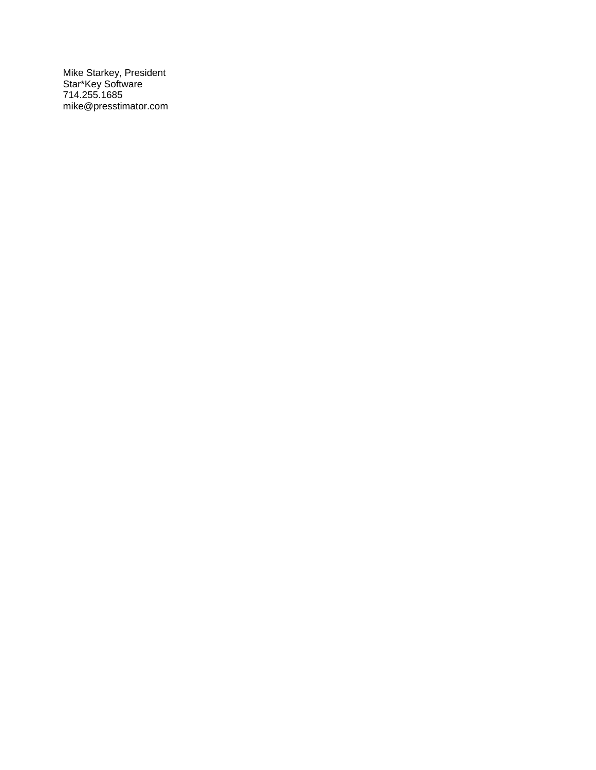Mike Starkey, President
Star*Key Software
714.255.1685
mike@presstimator.com